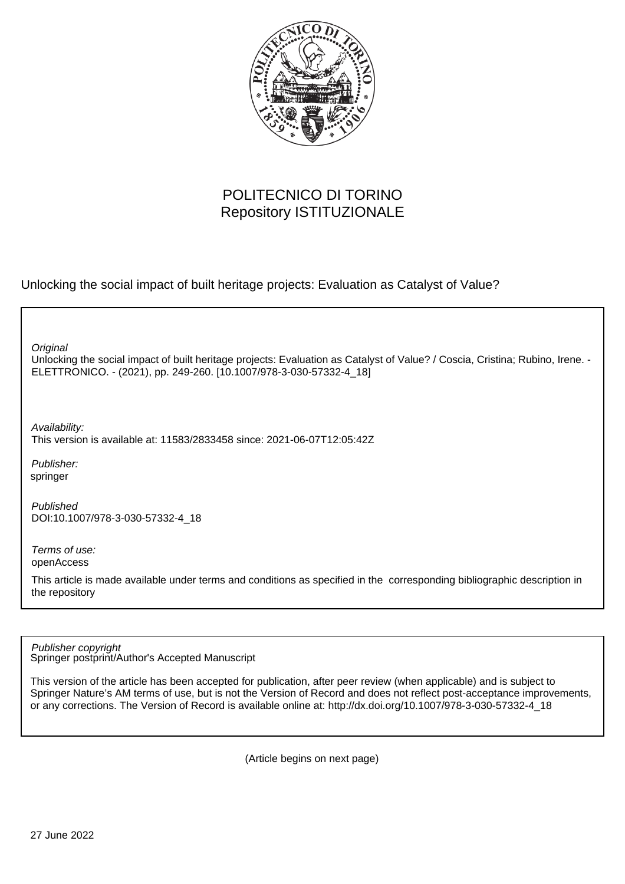POLITECNICO DI TORINO
Repository ISTITUZIONALE

Unlocking the social impact of built heritage projects: Evaluation as Catalyst of Value?

*Original*

Unlocking the social impact of built heritage projects: Evaluation as Catalyst of Value? / Coscia, Cristina; Rubino, Irene. - ELETTRONICO. - (2021), pp. 249-260. [10.1007/978-3-030-57332-4_18]

*Availability:*

This version is available at: 11583/2833458 since: 2021-06-07T12:05:42Z

*Publisher:*

springer

*Published*

DOI:10.1007/978-3-030-57332-4_18

*Terms of use:*

openAccess

This article is made available under terms and conditions as specified in the corresponding bibliographic description in the repository

*Publisher copyright*

Springer postprint/Author's Accepted Manuscript

This version of the article has been accepted for publication, after peer review (when applicable) and is subject to Springer Nature's AM terms of use, but is not the Version of Record and does not reflect post-acceptance improvements, or any corrections. The Version of Record is available online at: http://dx.doi.org/10.1007/978-3-030-57332-4_18

(Article begins on next page)

27 June 2022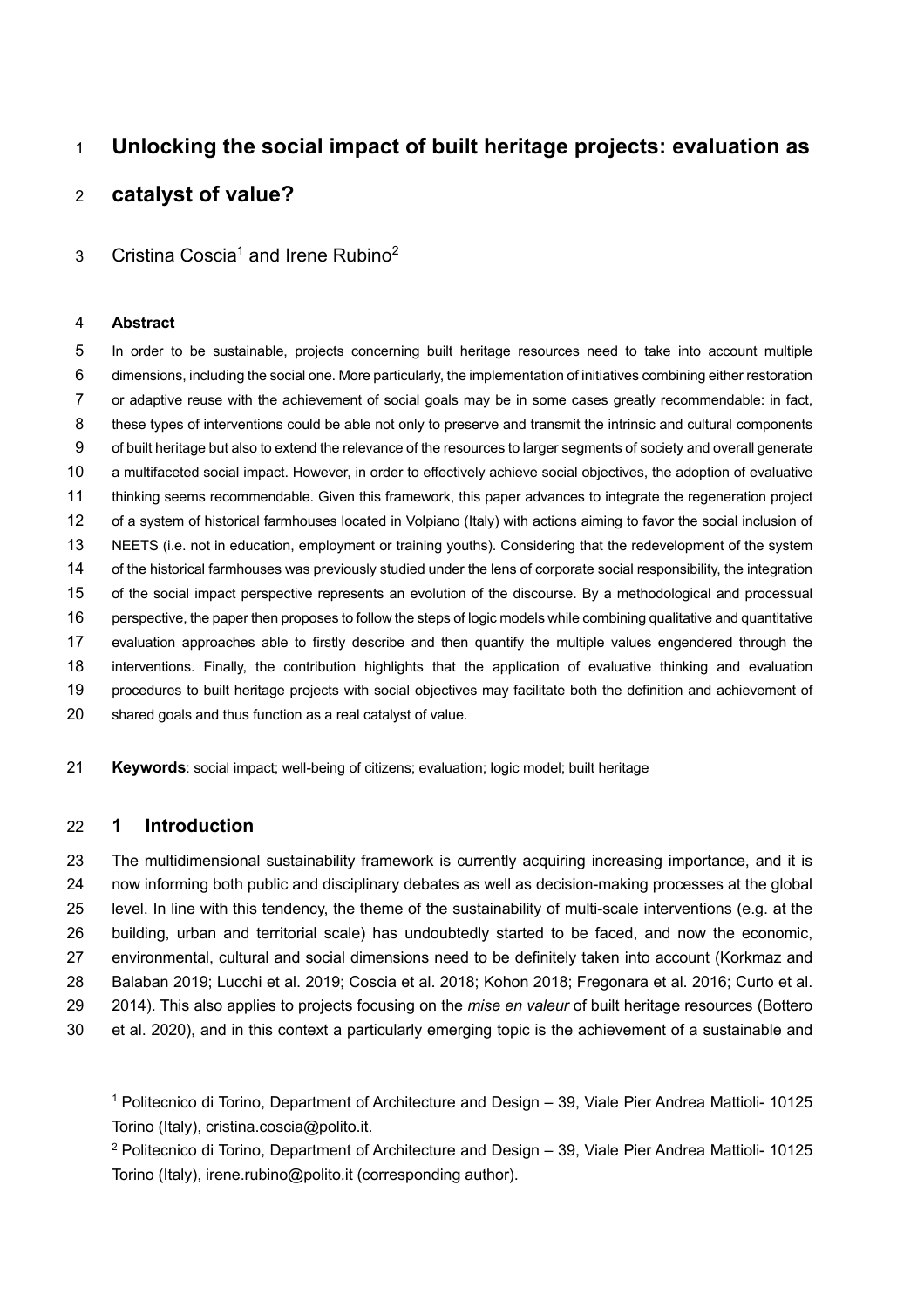# Unlocking the social impact of built heritage projects: evaluation as catalyst of value?

Cristina Coscia[1] and Irene Rubino[2]

**Abstract**

In order to be sustainable, projects concerning built heritage resources need to take into account multiple dimensions, including the social one. More particularly, the implementation of initiatives combining either restoration or adaptive reuse with the achievement of social goals may be in some cases greatly recommendable: in fact, these types of interventions could be able not only to preserve and transmit the intrinsic and cultural components of built heritage but also to extend the relevance of the resources to larger segments of society and overall generate a multifaceted social impact. However, in order to effectively achieve social objectives, the adoption of evaluative thinking seems recommendable. Given this framework, this paper advances to integrate the regeneration project of a system of historical farmhouses located in Volpiano (Italy) with actions aiming to favor the social inclusion of NEETS (i.e. not in education, employment or training youths). Considering that the redevelopment of the system of the historical farmhouses was previously studied under the lens of corporate social responsibility, the integration of the social impact perspective represents an evolution of the discourse. By a methodological and processual perspective, the paper then proposes to follow the steps of logic models while combining qualitative and quantitative evaluation approaches able to firstly describe and then quantify the multiple values engendered through the interventions. Finally, the contribution highlights that the application of evaluative thinking and evaluation procedures to built heritage projects with social objectives may facilitate both the definition and achievement of shared goals and thus function as a real catalyst of value.

**Keywords**: social impact; well-being of citizens; evaluation; logic model; built heritage

## 1 Introduction

The multidimensional sustainability framework is currently acquiring increasing importance, and it is now informing both public and disciplinary debates as well as decision-making processes at the global level. In line with this tendency, the theme of the sustainability of multi-scale interventions (e.g. at the building, urban and territorial scale) has undoubtedly started to be faced, and now the economic, environmental, cultural and social dimensions need to be definitely taken into account (Korkmaz and Balaban 2019; Lucchi et al. 2019; Coscia et al. 2018; Kohon 2018; Fregonara et al. 2016; Curto et al. 2014). This also applies to projects focusing on the *mise en valeur* of built heritage resources (Bottero et al. 2020), and in this context a particularly emerging topic is the achievement of a sustainable and

[1] Politecnico di Torino, Department of Architecture and Design – 39, Viale Pier Andrea Mattioli- 10125 Torino (Italy), cristina.coscia@polito.it.

[2] Politecnico di Torino, Department of Architecture and Design – 39, Viale Pier Andrea Mattioli- 10125 Torino (Italy), irene.rubino@polito.it (corresponding author).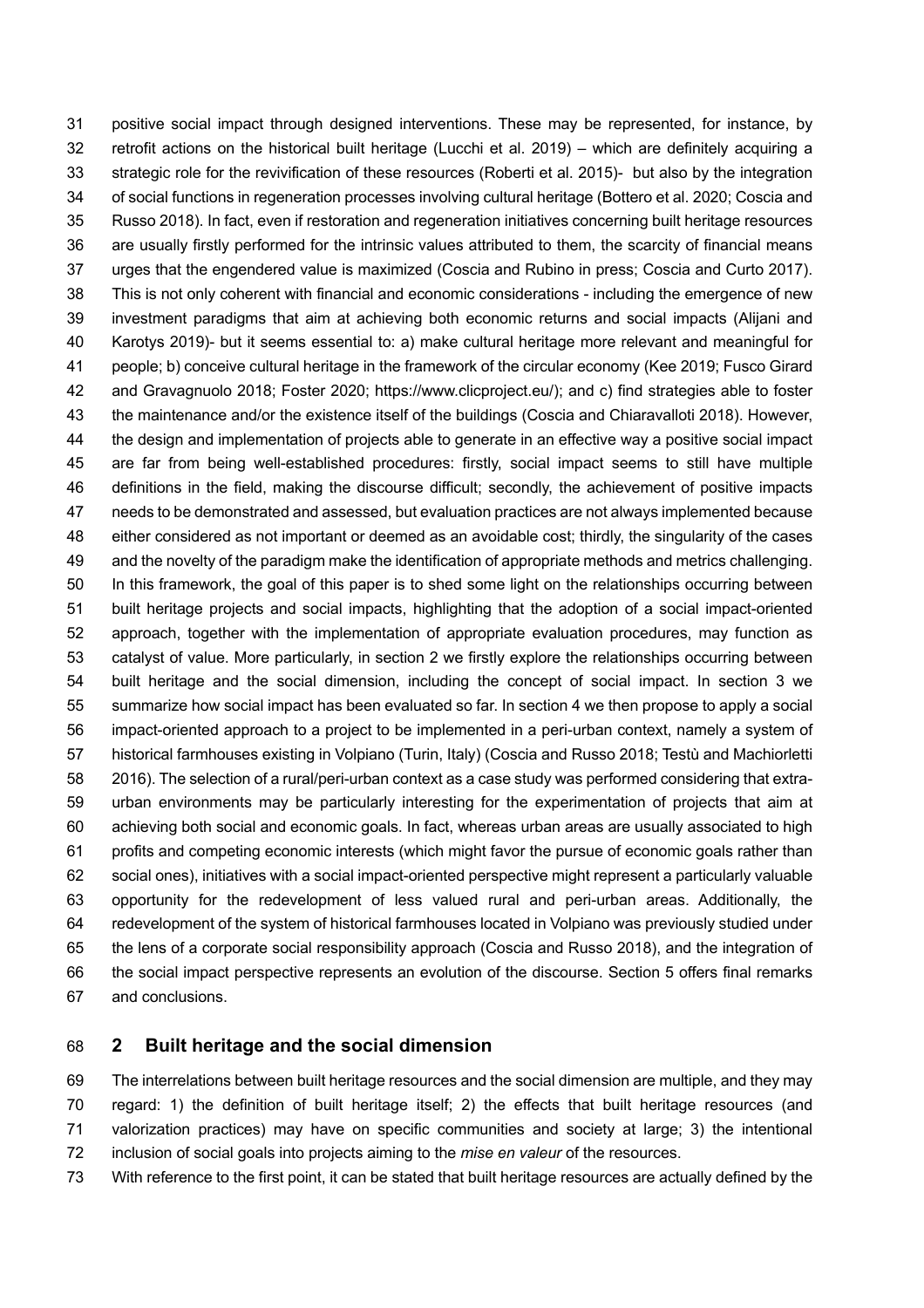positive social impact through designed interventions. These may be represented, for instance, by retrofit actions on the historical built heritage (Lucchi et al. 2019) – which are definitely acquiring a strategic role for the revivification of these resources (Roberti et al. 2015)- but also by the integration of social functions in regeneration processes involving cultural heritage (Bottero et al. 2020; Coscia and Russo 2018). In fact, even if restoration and regeneration initiatives concerning built heritage resources are usually firstly performed for the intrinsic values attributed to them, the scarcity of financial means urges that the engendered value is maximized (Coscia and Rubino in press; Coscia and Curto 2017). This is not only coherent with financial and economic considerations - including the emergence of new investment paradigms that aim at achieving both economic returns and social impacts (Alijani and Karotys 2019)- but it seems essential to: a) make cultural heritage more relevant and meaningful for people; b) conceive cultural heritage in the framework of the circular economy (Kee 2019; Fusco Girard and Gravagnuolo 2018; Foster 2020; https://www.clicproject.eu/); and c) find strategies able to foster the maintenance and/or the existence itself of the buildings (Coscia and Chiaravalloti 2018). However, the design and implementation of projects able to generate in an effective way a positive social impact are far from being well-established procedures: firstly, social impact seems to still have multiple definitions in the field, making the discourse difficult; secondly, the achievement of positive impacts needs to be demonstrated and assessed, but evaluation practices are not always implemented because either considered as not important or deemed as an avoidable cost; thirdly, the singularity of the cases and the novelty of the paradigm make the identification of appropriate methods and metrics challenging. In this framework, the goal of this paper is to shed some light on the relationships occurring between built heritage projects and social impacts, highlighting that the adoption of a social impact-oriented approach, together with the implementation of appropriate evaluation procedures, may function as catalyst of value. More particularly, in section 2 we firstly explore the relationships occurring between built heritage and the social dimension, including the concept of social impact. In section 3 we summarize how social impact has been evaluated so far. In section 4 we then propose to apply a social impact-oriented approach to a project to be implemented in a peri-urban context, namely a system of historical farmhouses existing in Volpiano (Turin, Italy) (Coscia and Russo 2018; Testù and Machiorletti 2016). The selection of a rural/peri-urban context as a case study was performed considering that extra-urban environments may be particularly interesting for the experimentation of projects that aim at achieving both social and economic goals. In fact, whereas urban areas are usually associated to high profits and competing economic interests (which might favor the pursue of economic goals rather than social ones), initiatives with a social impact-oriented perspective might represent a particularly valuable opportunity for the redevelopment of less valued rural and peri-urban areas. Additionally, the redevelopment of the system of historical farmhouses located in Volpiano was previously studied under the lens of a corporate social responsibility approach (Coscia and Russo 2018), and the integration of the social impact perspective represents an evolution of the discourse. Section 5 offers final remarks and conclusions.

## 2 Built heritage and the social dimension

The interrelations between built heritage resources and the social dimension are multiple, and they may regard: 1) the definition of built heritage itself; 2) the effects that built heritage resources (and valorization practices) may have on specific communities and society at large; 3) the intentional inclusion of social goals into projects aiming to the *mise en valeur* of the resources.

With reference to the first point, it can be stated that built heritage resources are actually defined by the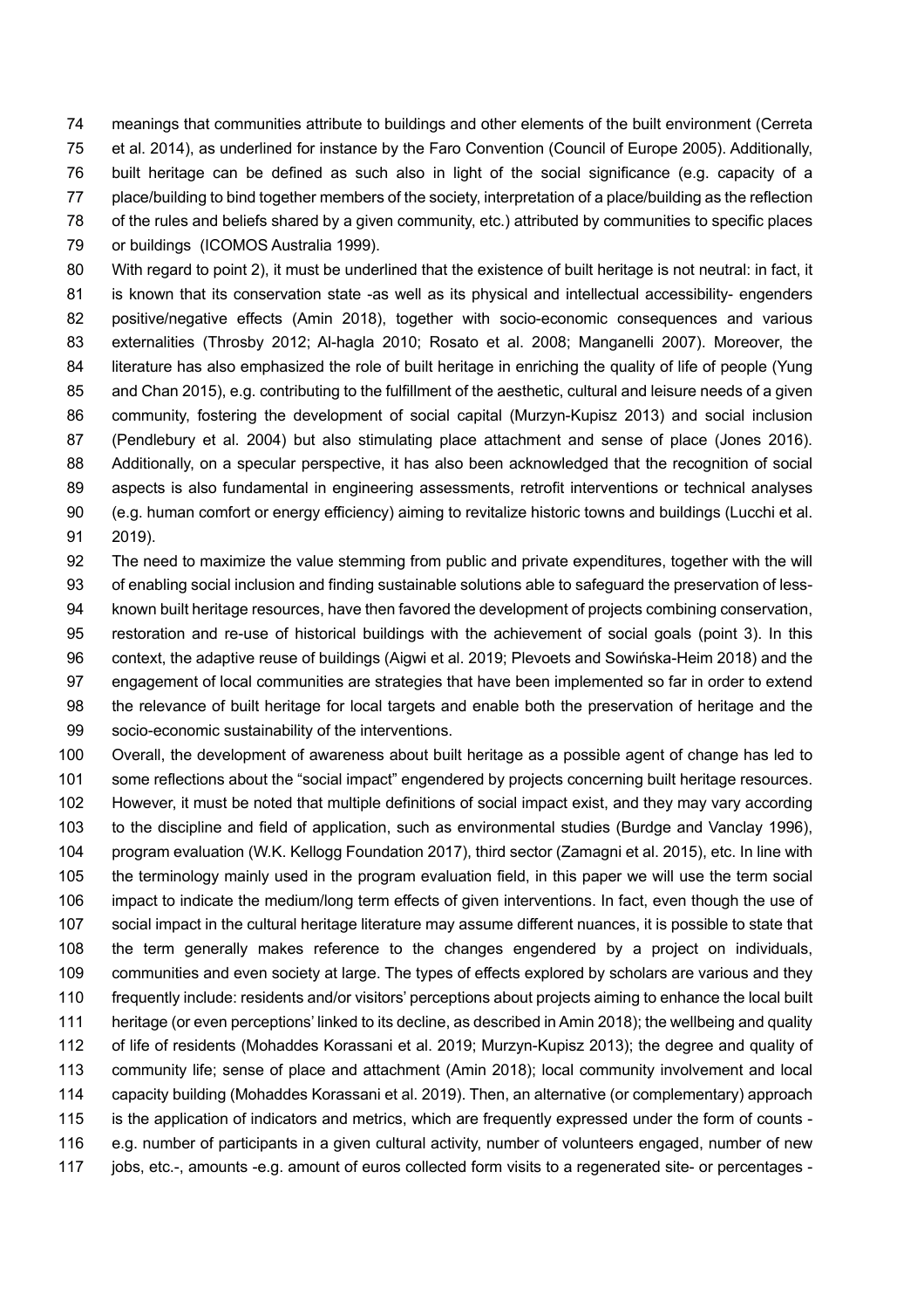meanings that communities attribute to buildings and other elements of the built environment (Cerreta et al. 2014), as underlined for instance by the Faro Convention (Council of Europe 2005). Additionally, built heritage can be defined as such also in light of the social significance (e.g. capacity of a place/building to bind together members of the society, interpretation of a place/building as the reflection of the rules and beliefs shared by a given community, etc.) attributed by communities to specific places or buildings (ICOMOS Australia 1999).

With regard to point 2), it must be underlined that the existence of built heritage is not neutral: in fact, it is known that its conservation state -as well as its physical and intellectual accessibility- engenders positive/negative effects (Amin 2018), together with socio-economic consequences and various externalities (Throsby 2012; Al-hagla 2010; Rosato et al. 2008; Manganelli 2007). Moreover, the literature has also emphasized the role of built heritage in enriching the quality of life of people (Yung and Chan 2015), e.g. contributing to the fulfillment of the aesthetic, cultural and leisure needs of a given community, fostering the development of social capital (Murzyn-Kupisz 2013) and social inclusion (Pendlebury et al. 2004) but also stimulating place attachment and sense of place (Jones 2016). Additionally, on a specular perspective, it has also been acknowledged that the recognition of social aspects is also fundamental in engineering assessments, retrofit interventions or technical analyses (e.g. human comfort or energy efficiency) aiming to revitalize historic towns and buildings (Lucchi et al. 2019).

The need to maximize the value stemming from public and private expenditures, together with the will of enabling social inclusion and finding sustainable solutions able to safeguard the preservation of less-known built heritage resources, have then favored the development of projects combining conservation, restoration and re-use of historical buildings with the achievement of social goals (point 3). In this context, the adaptive reuse of buildings (Aigwi et al. 2019; Plevoets and Sowińska-Heim 2018) and the engagement of local communities are strategies that have been implemented so far in order to extend the relevance of built heritage for local targets and enable both the preservation of heritage and the socio-economic sustainability of the interventions.

Overall, the development of awareness about built heritage as a possible agent of change has led to some reflections about the "social impact" engendered by projects concerning built heritage resources. However, it must be noted that multiple definitions of social impact exist, and they may vary according to the discipline and field of application, such as environmental studies (Burdge and Vanclay 1996), program evaluation (W.K. Kellogg Foundation 2017), third sector (Zamagni et al. 2015), etc. In line with the terminology mainly used in the program evaluation field, in this paper we will use the term social impact to indicate the medium/long term effects of given interventions. In fact, even though the use of social impact in the cultural heritage literature may assume different nuances, it is possible to state that the term generally makes reference to the changes engendered by a project on individuals, communities and even society at large. The types of effects explored by scholars are various and they frequently include: residents and/or visitors' perceptions about projects aiming to enhance the local built heritage (or even perceptions' linked to its decline, as described in Amin 2018); the wellbeing and quality of life of residents (Mohaddes Korassani et al. 2019; Murzyn-Kupisz 2013); the degree and quality of community life; sense of place and attachment (Amin 2018); local community involvement and local capacity building (Mohaddes Korassani et al. 2019). Then, an alternative (or complementary) approach is the application of indicators and metrics, which are frequently expressed under the form of counts - e.g. number of participants in a given cultural activity, number of volunteers engaged, number of new jobs, etc.-, amounts -e.g. amount of euros collected form visits to a regenerated site- or percentages -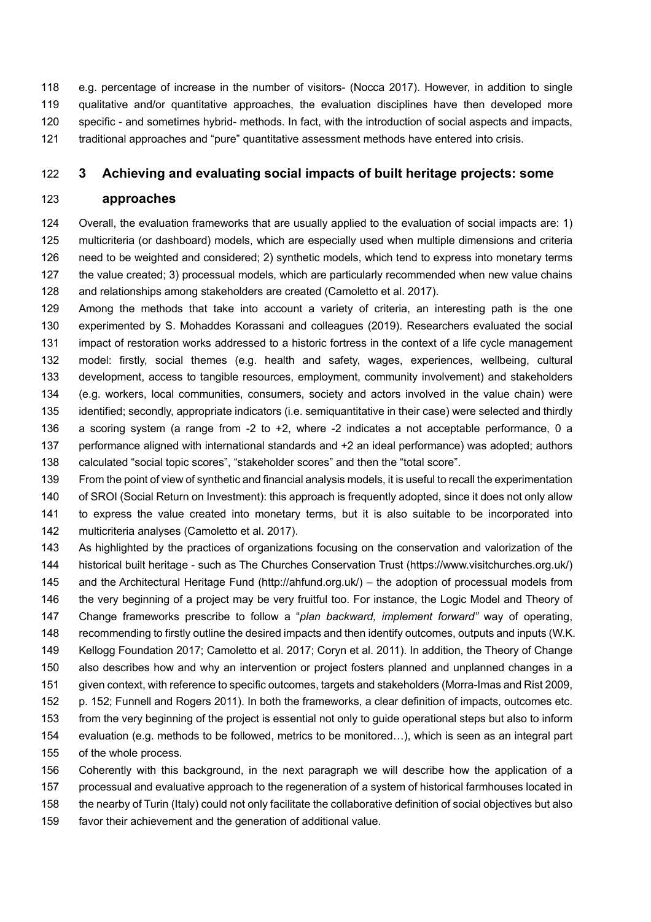e.g. percentage of increase in the number of visitors- (Nocca 2017). However, in addition to single qualitative and/or quantitative approaches, the evaluation disciplines have then developed more specific - and sometimes hybrid- methods. In fact, with the introduction of social aspects and impacts, traditional approaches and "pure" quantitative assessment methods have entered into crisis.

## 3 Achieving and evaluating social impacts of built heritage projects: some approaches

Overall, the evaluation frameworks that are usually applied to the evaluation of social impacts are: 1) multicriteria (or dashboard) models, which are especially used when multiple dimensions and criteria need to be weighted and considered; 2) synthetic models, which tend to express into monetary terms the value created; 3) processual models, which are particularly recommended when new value chains and relationships among stakeholders are created (Camoletto et al. 2017).

Among the methods that take into account a variety of criteria, an interesting path is the one experimented by S. Mohaddes Korassani and colleagues (2019). Researchers evaluated the social impact of restoration works addressed to a historic fortress in the context of a life cycle management model: firstly, social themes (e.g. health and safety, wages, experiences, wellbeing, cultural development, access to tangible resources, employment, community involvement) and stakeholders (e.g. workers, local communities, consumers, society and actors involved in the value chain) were identified; secondly, appropriate indicators (i.e. semiquantitative in their case) were selected and thirdly a scoring system (a range from -2 to +2, where -2 indicates a not acceptable performance, 0 a performance aligned with international standards and +2 an ideal performance) was adopted; authors calculated "social topic scores", "stakeholder scores" and then the "total score".

From the point of view of synthetic and financial analysis models, it is useful to recall the experimentation of SROI (Social Return on Investment): this approach is frequently adopted, since it does not only allow to express the value created into monetary terms, but it is also suitable to be incorporated into multicriteria analyses (Camoletto et al. 2017).

As highlighted by the practices of organizations focusing on the conservation and valorization of the historical built heritage - such as The Churches Conservation Trust (https://www.visitchurches.org.uk/) and the Architectural Heritage Fund (http://ahfund.org.uk/) – the adoption of processual models from the very beginning of a project may be very fruitful too. For instance, the Logic Model and Theory of Change frameworks prescribe to follow a "*plan backward, implement forward"* way of operating, recommending to firstly outline the desired impacts and then identify outcomes, outputs and inputs (W.K. Kellogg Foundation 2017; Camoletto et al. 2017; Coryn et al. 2011). In addition, the Theory of Change also describes how and why an intervention or project fosters planned and unplanned changes in a given context, with reference to specific outcomes, targets and stakeholders (Morra-Imas and Rist 2009, p. 152; Funnell and Rogers 2011). In both the frameworks, a clear definition of impacts, outcomes etc. from the very beginning of the project is essential not only to guide operational steps but also to inform evaluation (e.g. methods to be followed, metrics to be monitored…), which is seen as an integral part of the whole process.

Coherently with this background, in the next paragraph we will describe how the application of a processual and evaluative approach to the regeneration of a system of historical farmhouses located in the nearby of Turin (Italy) could not only facilitate the collaborative definition of social objectives but also favor their achievement and the generation of additional value.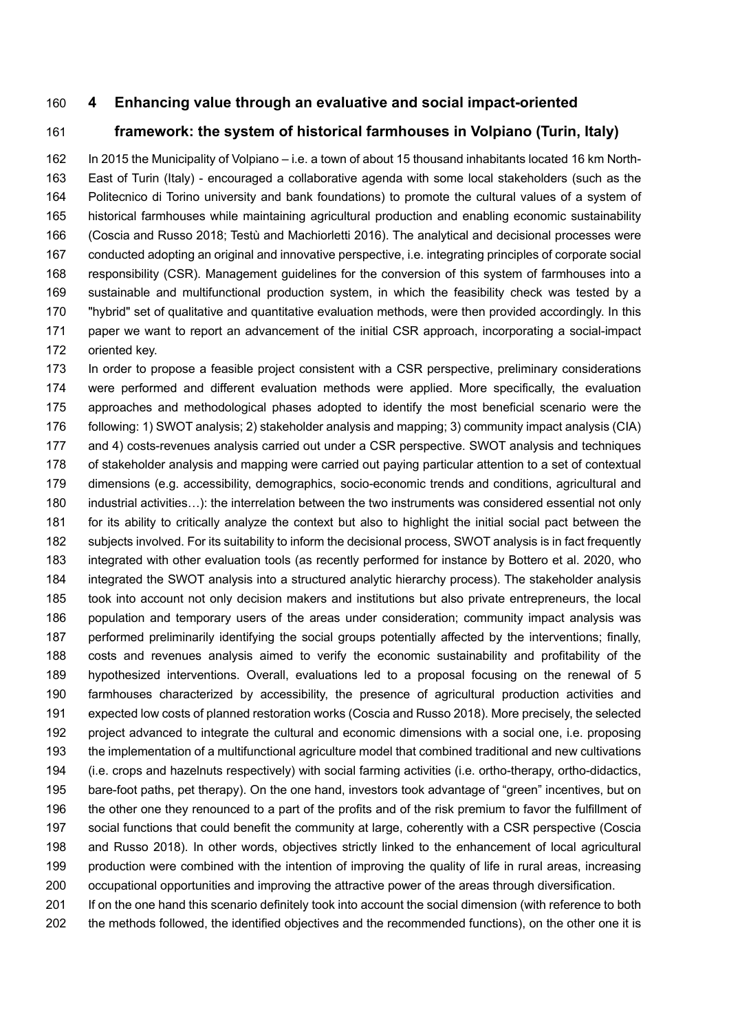## 4 Enhancing value through an evaluative and social impact-oriented framework: the system of historical farmhouses in Volpiano (Turin, Italy)

In 2015 the Municipality of Volpiano – i.e. a town of about 15 thousand inhabitants located 16 km North-East of Turin (Italy) - encouraged a collaborative agenda with some local stakeholders (such as the Politecnico di Torino university and bank foundations) to promote the cultural values of a system of historical farmhouses while maintaining agricultural production and enabling economic sustainability (Coscia and Russo 2018; Testù and Machiorletti 2016). The analytical and decisional processes were conducted adopting an original and innovative perspective, i.e. integrating principles of corporate social responsibility (CSR). Management guidelines for the conversion of this system of farmhouses into a sustainable and multifunctional production system, in which the feasibility check was tested by a "hybrid" set of qualitative and quantitative evaluation methods, were then provided accordingly. In this paper we want to report an advancement of the initial CSR approach, incorporating a social-impact oriented key.

In order to propose a feasible project consistent with a CSR perspective, preliminary considerations were performed and different evaluation methods were applied. More specifically, the evaluation approaches and methodological phases adopted to identify the most beneficial scenario were the following: 1) SWOT analysis; 2) stakeholder analysis and mapping; 3) community impact analysis (CIA) and 4) costs-revenues analysis carried out under a CSR perspective. SWOT analysis and techniques of stakeholder analysis and mapping were carried out paying particular attention to a set of contextual dimensions (e.g. accessibility, demographics, socio-economic trends and conditions, agricultural and industrial activities…): the interrelation between the two instruments was considered essential not only for its ability to critically analyze the context but also to highlight the initial social pact between the subjects involved. For its suitability to inform the decisional process, SWOT analysis is in fact frequently integrated with other evaluation tools (as recently performed for instance by Bottero et al. 2020, who integrated the SWOT analysis into a structured analytic hierarchy process). The stakeholder analysis took into account not only decision makers and institutions but also private entrepreneurs, the local population and temporary users of the areas under consideration; community impact analysis was performed preliminarily identifying the social groups potentially affected by the interventions; finally, costs and revenues analysis aimed to verify the economic sustainability and profitability of the hypothesized interventions. Overall, evaluations led to a proposal focusing on the renewal of 5 farmhouses characterized by accessibility, the presence of agricultural production activities and expected low costs of planned restoration works (Coscia and Russo 2018). More precisely, the selected project advanced to integrate the cultural and economic dimensions with a social one, i.e. proposing the implementation of a multifunctional agriculture model that combined traditional and new cultivations (i.e. crops and hazelnuts respectively) with social farming activities (i.e. ortho-therapy, ortho-didactics, bare-foot paths, pet therapy). On the one hand, investors took advantage of "green" incentives, but on the other one they renounced to a part of the profits and of the risk premium to favor the fulfillment of social functions that could benefit the community at large, coherently with a CSR perspective (Coscia and Russo 2018). In other words, objectives strictly linked to the enhancement of local agricultural production were combined with the intention of improving the quality of life in rural areas, increasing occupational opportunities and improving the attractive power of the areas through diversification.

If on the one hand this scenario definitely took into account the social dimension (with reference to both the methods followed, the identified objectives and the recommended functions), on the other one it is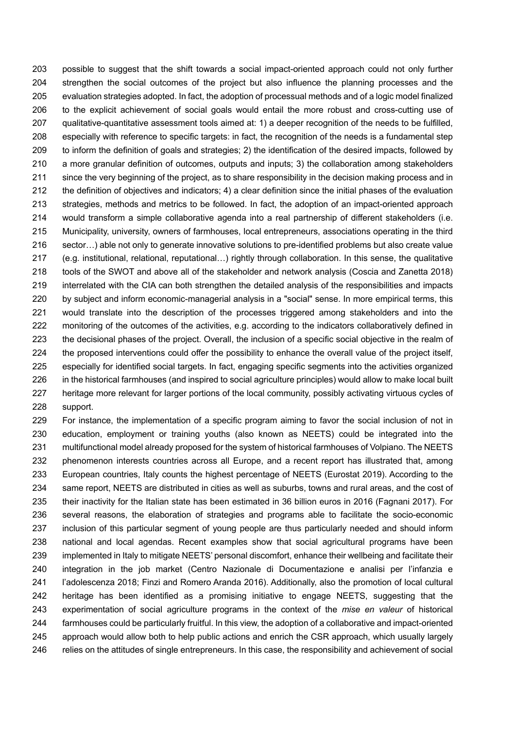possible to suggest that the shift towards a social impact-oriented approach could not only further strengthen the social outcomes of the project but also influence the planning processes and the evaluation strategies adopted. In fact, the adoption of processual methods and of a logic model finalized to the explicit achievement of social goals would entail the more robust and cross-cutting use of qualitative-quantitative assessment tools aimed at: 1) a deeper recognition of the needs to be fulfilled, especially with reference to specific targets: in fact, the recognition of the needs is a fundamental step to inform the definition of goals and strategies; 2) the identification of the desired impacts, followed by a more granular definition of outcomes, outputs and inputs; 3) the collaboration among stakeholders since the very beginning of the project, as to share responsibility in the decision making process and in the definition of objectives and indicators; 4) a clear definition since the initial phases of the evaluation strategies, methods and metrics to be followed. In fact, the adoption of an impact-oriented approach would transform a simple collaborative agenda into a real partnership of different stakeholders (i.e. Municipality, university, owners of farmhouses, local entrepreneurs, associations operating in the third sector…) able not only to generate innovative solutions to pre-identified problems but also create value (e.g. institutional, relational, reputational…) rightly through collaboration. In this sense, the qualitative tools of the SWOT and above all of the stakeholder and network analysis (Coscia and Zanetta 2018) interrelated with the CIA can both strengthen the detailed analysis of the responsibilities and impacts by subject and inform economic-managerial analysis in a "social" sense. In more empirical terms, this would translate into the description of the processes triggered among stakeholders and into the monitoring of the outcomes of the activities, e.g. according to the indicators collaboratively defined in the decisional phases of the project. Overall, the inclusion of a specific social objective in the realm of the proposed interventions could offer the possibility to enhance the overall value of the project itself, especially for identified social targets. In fact, engaging specific segments into the activities organized in the historical farmhouses (and inspired to social agriculture principles) would allow to make local built heritage more relevant for larger portions of the local community, possibly activating virtuous cycles of support.

For instance, the implementation of a specific program aiming to favor the social inclusion of not in education, employment or training youths (also known as NEETS) could be integrated into the multifunctional model already proposed for the system of historical farmhouses of Volpiano. The NEETS phenomenon interests countries across all Europe, and a recent report has illustrated that, among European countries, Italy counts the highest percentage of NEETS (Eurostat 2019). According to the same report, NEETS are distributed in cities as well as suburbs, towns and rural areas, and the cost of their inactivity for the Italian state has been estimated in 36 billion euros in 2016 (Fagnani 2017). For several reasons, the elaboration of strategies and programs able to facilitate the socio-economic inclusion of this particular segment of young people are thus particularly needed and should inform national and local agendas. Recent examples show that social agricultural programs have been implemented in Italy to mitigate NEETS' personal discomfort, enhance their wellbeing and facilitate their integration in the job market (Centro Nazionale di Documentazione e analisi per l'infanzia e l'adolescenza 2018; Finzi and Romero Aranda 2016). Additionally, also the promotion of local cultural heritage has been identified as a promising initiative to engage NEETS, suggesting that the experimentation of social agriculture programs in the context of the *mise en valeur* of historical farmhouses could be particularly fruitful. In this view, the adoption of a collaborative and impact-oriented approach would allow both to help public actions and enrich the CSR approach, which usually largely relies on the attitudes of single entrepreneurs. In this case, the responsibility and achievement of social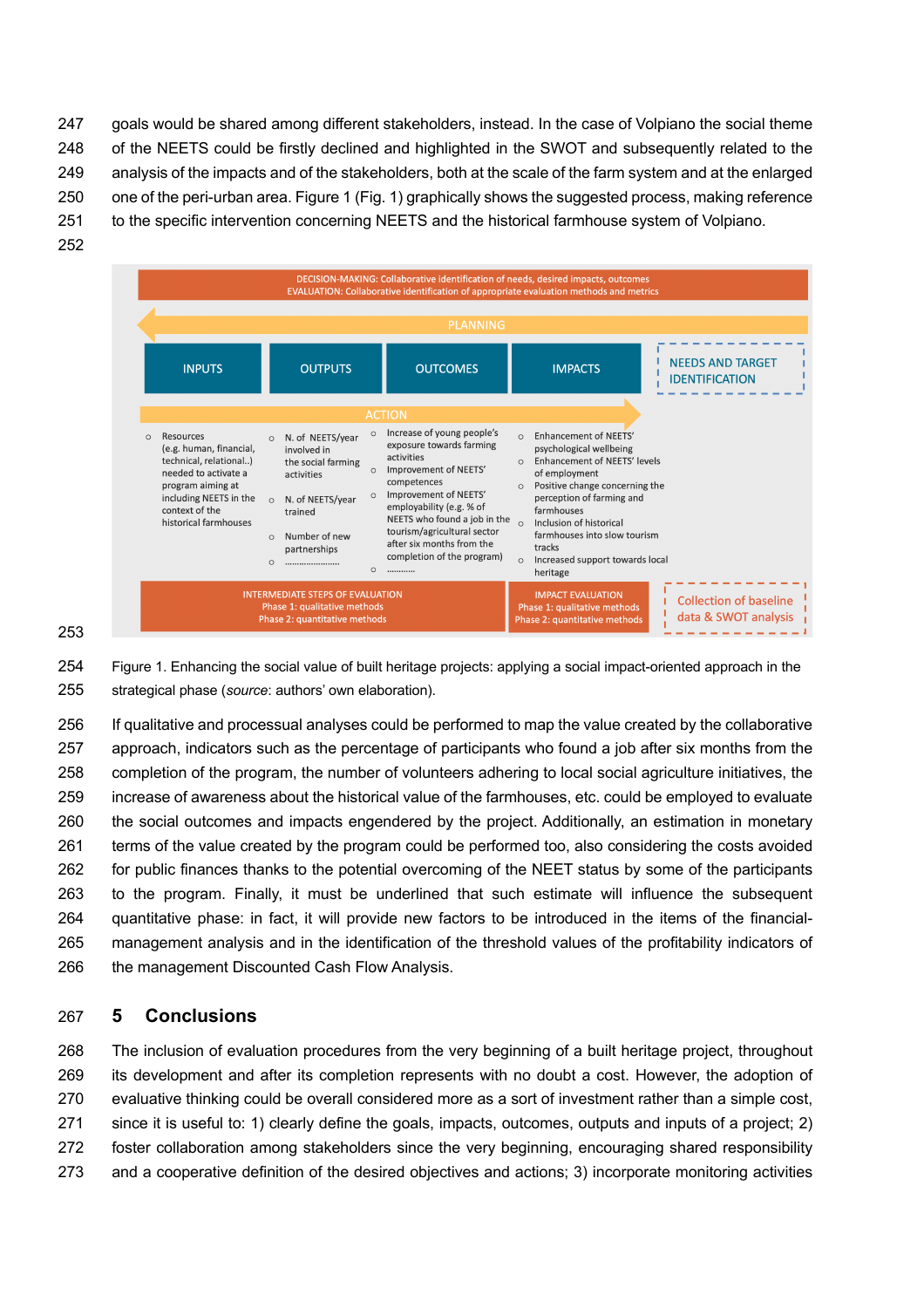goals would be shared among different stakeholders, instead. In the case of Volpiano the social theme of the NEETS could be firstly declined and highlighted in the SWOT and subsequently related to the analysis of the impacts and of the stakeholders, both at the scale of the farm system and at the enlarged one of the peri-urban area. Figure 1 (Fig. 1) graphically shows the suggested process, making reference to the specific intervention concerning NEETS and the historical farmhouse system of Volpiano.

DECISION-MAKING: Collaborative identification of needs, desired impacts, outcomes
EVALUATION: Collaborative identification of appropriate evaluation methods and metrics

PLANNING

| INPUTS | OUTPUTS | OUTCOMES | IMPACTS | NEEDS AND TARGET IDENTIFICATION |
|---|---|---|---|---|

ACTION

| INPUTS | OUTPUTS | OUTCOMES | IMPACTS |
|---|---|---|---|
| ○ Resources (e.g. human, financial, technical, relational..) needed to activate a program aiming at including NEETS in the context of the historical farmhouses | ○ N. of NEETS/year involved in the social farming activities<br>○ N. of NEETS/year trained<br>○ Number of new partnerships<br>○ ..................... | ○ Increase of young people's exposure towards farming activities<br>○ Improvement of NEETS' competences<br>○ Improvement of NEETS' employability (e.g. % of NEETS who found a job in the tourism/agricultural sector after six months from the completion of the program)<br>○ ........... | ○ Enhancement of NEETS' psychological wellbeing<br>○ Enhancement of NEETS' levels of employment<br>○ Positive change concerning the perception of farming and farmhouses<br>○ Inclusion of historical farmhouses into slow tourism tracks<br>○ Increased support towards local heritage |

INTERMEDIATE STEPS OF EVALUATION
Phase 1: qualitative methods
Phase 2: quantitative methods

IMPACT EVALUATION
Phase 1: qualitative methods
Phase 2: quantitative methods

Collection of baseline data & SWOT analysis

Figure 1. Enhancing the social value of built heritage projects: applying a social impact-oriented approach in the strategical phase (*source*: authors' own elaboration).

If qualitative and processual analyses could be performed to map the value created by the collaborative approach, indicators such as the percentage of participants who found a job after six months from the completion of the program, the number of volunteers adhering to local social agriculture initiatives, the increase of awareness about the historical value of the farmhouses, etc. could be employed to evaluate the social outcomes and impacts engendered by the project. Additionally, an estimation in monetary terms of the value created by the program could be performed too, also considering the costs avoided for public finances thanks to the potential overcoming of the NEET status by some of the participants to the program. Finally, it must be underlined that such estimate will influence the subsequent quantitative phase: in fact, it will provide new factors to be introduced in the items of the financial-management analysis and in the identification of the threshold values of the profitability indicators of the management Discounted Cash Flow Analysis.

## 5 Conclusions

The inclusion of evaluation procedures from the very beginning of a built heritage project, throughout its development and after its completion represents with no doubt a cost. However, the adoption of evaluative thinking could be overall considered more as a sort of investment rather than a simple cost, since it is useful to: 1) clearly define the goals, impacts, outcomes, outputs and inputs of a project; 2) foster collaboration among stakeholders since the very beginning, encouraging shared responsibility and a cooperative definition of the desired objectives and actions; 3) incorporate monitoring activities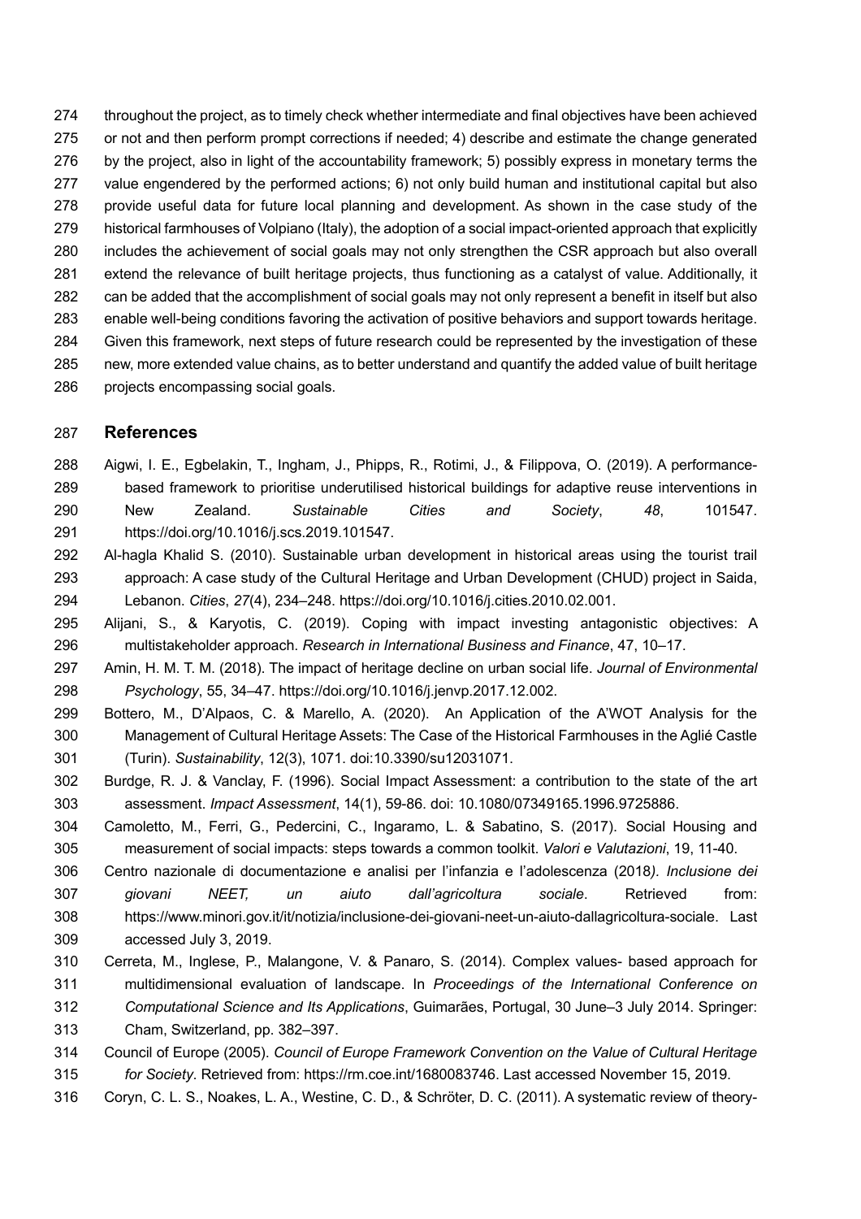throughout the project, as to timely check whether intermediate and final objectives have been achieved or not and then perform prompt corrections if needed; 4) describe and estimate the change generated by the project, also in light of the accountability framework; 5) possibly express in monetary terms the value engendered by the performed actions; 6) not only build human and institutional capital but also provide useful data for future local planning and development. As shown in the case study of the historical farmhouses of Volpiano (Italy), the adoption of a social impact-oriented approach that explicitly includes the achievement of social goals may not only strengthen the CSR approach but also overall extend the relevance of built heritage projects, thus functioning as a catalyst of value. Additionally, it can be added that the accomplishment of social goals may not only represent a benefit in itself but also enable well-being conditions favoring the activation of positive behaviors and support towards heritage. Given this framework, next steps of future research could be represented by the investigation of these new, more extended value chains, as to better understand and quantify the added value of built heritage projects encompassing social goals.

## References

Aigwi, I. E., Egbelakin, T., Ingham, J., Phipps, R., Rotimi, J., & Filippova, O. (2019). A performance-based framework to prioritise underutilised historical buildings for adaptive reuse interventions in New Zealand. *Sustainable Cities and Society*, *48*, 101547. https://doi.org/10.1016/j.scs.2019.101547.

Al-hagla Khalid S. (2010). Sustainable urban development in historical areas using the tourist trail approach: A case study of the Cultural Heritage and Urban Development (CHUD) project in Saida, Lebanon. *Cities*, *27*(4), 234–248. https://doi.org/10.1016/j.cities.2010.02.001.

Alijani, S., & Karyotis, C. (2019). Coping with impact investing antagonistic objectives: A multistakeholder approach. *Research in International Business and Finance*, 47, 10–17.

Amin, H. M. T. M. (2018). The impact of heritage decline on urban social life. *Journal of Environmental Psychology*, 55, 34–47. https://doi.org/10.1016/j.jenvp.2017.12.002.

Bottero, M., D'Alpaos, C. & Marello, A. (2020). An Application of the A'WOT Analysis for the Management of Cultural Heritage Assets: The Case of the Historical Farmhouses in the Aglié Castle (Turin). *Sustainability*, 12(3), 1071. doi:10.3390/su12031071.

Burdge, R. J. & Vanclay, F. (1996). Social Impact Assessment: a contribution to the state of the art assessment. *Impact Assessment*, 14(1), 59-86. doi: 10.1080/07349165.1996.9725886.

Camoletto, M., Ferri, G., Pedercini, C., Ingaramo, L. & Sabatino, S. (2017). Social Housing and measurement of social impacts: steps towards a common toolkit. *Valori e Valutazioni*, 19, 11-40.

Centro nazionale di documentazione e analisi per l'infanzia e l'adolescenza (2018*). Inclusione dei giovani NEET, un aiuto dall'agricoltura sociale*. Retrieved from: https://www.minori.gov.it/it/notizia/inclusione-dei-giovani-neet-un-aiuto-dallagricoltura-sociale. Last accessed July 3, 2019.

Cerreta, M., Inglese, P., Malangone, V. & Panaro, S. (2014). Complex values- based approach for multidimensional evaluation of landscape. In *Proceedings of the International Conference on Computational Science and Its Applications*, Guimarães, Portugal, 30 June–3 July 2014. Springer: Cham, Switzerland, pp. 382–397.

Council of Europe (2005). *Council of Europe Framework Convention on the Value of Cultural Heritage for Society*. Retrieved from: https://rm.coe.int/1680083746. Last accessed November 15, 2019.

Coryn, C. L. S., Noakes, L. A., Westine, C. D., & Schröter, D. C. (2011). A systematic review of theory-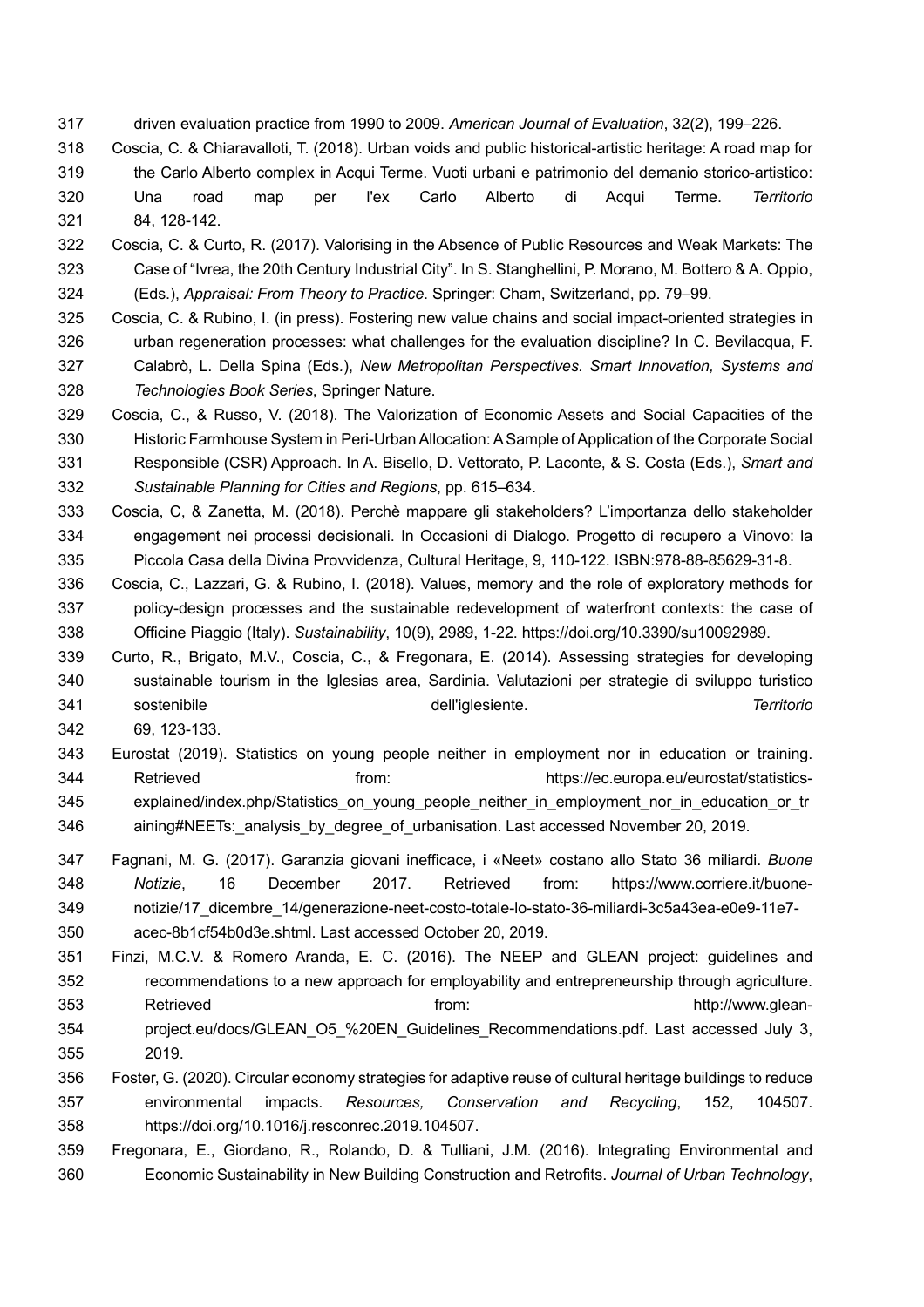driven evaluation practice from 1990 to 2009. *American Journal of Evaluation*, 32(2), 199–226.

Coscia, C. & Chiaravalloti, T. (2018). Urban voids and public historical-artistic heritage: A road map for the Carlo Alberto complex in Acqui Terme. Vuoti urbani e patrimonio del demanio storico-artistico: Una road map per l'ex Carlo Alberto di Acqui Terme. *Territorio* 84, 128-142.

Coscia, C. & Curto, R. (2017). Valorising in the Absence of Public Resources and Weak Markets: The Case of "Ivrea, the 20th Century Industrial City". In S. Stanghellini, P. Morano, M. Bottero & A. Oppio, (Eds.), *Appraisal: From Theory to Practice*. Springer: Cham, Switzerland, pp. 79–99.

Coscia, C. & Rubino, I. (in press). Fostering new value chains and social impact-oriented strategies in urban regeneration processes: what challenges for the evaluation discipline? In C. Bevilacqua, F. Calabrò, L. Della Spina (Eds.), *New Metropolitan Perspectives. Smart Innovation, Systems and Technologies Book Series*, Springer Nature.

Coscia, C., & Russo, V. (2018). The Valorization of Economic Assets and Social Capacities of the Historic Farmhouse System in Peri-Urban Allocation: A Sample of Application of the Corporate Social Responsible (CSR) Approach. In A. Bisello, D. Vettorato, P. Laconte, & S. Costa (Eds.), *Smart and Sustainable Planning for Cities and Regions*, pp. 615–634.

Coscia, C, & Zanetta, M. (2018). Perchè mappare gli stakeholders? L'importanza dello stakeholder engagement nei processi decisionali. In Occasioni di Dialogo. Progetto di recupero a Vinovo: la Piccola Casa della Divina Provvidenza, Cultural Heritage, 9, 110-122. ISBN:978-88-85629-31-8.

Coscia, C., Lazzari, G. & Rubino, I. (2018). Values, memory and the role of exploratory methods for policy-design processes and the sustainable redevelopment of waterfront contexts: the case of Officine Piaggio (Italy). *Sustainability*, 10(9), 2989, 1-22. https://doi.org/10.3390/su10092989.

Curto, R., Brigato, M.V., Coscia, C., & Fregonara, E. (2014). Assessing strategies for developing sustainable tourism in the Iglesias area, Sardinia. Valutazioni per strategie di sviluppo turistico sostenibile dell'iglesiente. *Territorio* 69, 123-133.

Eurostat (2019). Statistics on young people neither in employment nor in education or training. Retrieved from: https://ec.europa.eu/eurostat/statistics-explained/index.php/Statistics_on_young_people_neither_in_employment_nor_in_education_or_training#NEETs:_analysis_by_degree_of_urbanisation. Last accessed November 20, 2019.

Fagnani, M. G. (2017). Garanzia giovani inefficace, i «Neet» costano allo Stato 36 miliardi. *Buone Notizie*, 16 December 2017. Retrieved from: https://www.corriere.it/buone-notizie/17_dicembre_14/generazione-neet-costo-totale-lo-stato-36-miliardi-3c5a43ea-e0e9-11e7-acec-8b1cf54b0d3e.shtml. Last accessed October 20, 2019.

Finzi, M.C.V. & Romero Aranda, E. C. (2016). The NEEP and GLEAN project: guidelines and recommendations to a new approach for employability and entrepreneurship through agriculture. Retrieved from: http://www.glean-project.eu/docs/GLEAN_O5_%20EN_Guidelines_Recommendations.pdf. Last accessed July 3, 2019.

Foster, G. (2020). Circular economy strategies for adaptive reuse of cultural heritage buildings to reduce environmental impacts. *Resources, Conservation and Recycling*, 152, 104507. https://doi.org/10.1016/j.resconrec.2019.104507.

Fregonara, E., Giordano, R., Rolando, D. & Tulliani, J.M. (2016). Integrating Environmental and Economic Sustainability in New Building Construction and Retrofits. *Journal of Urban Technology*,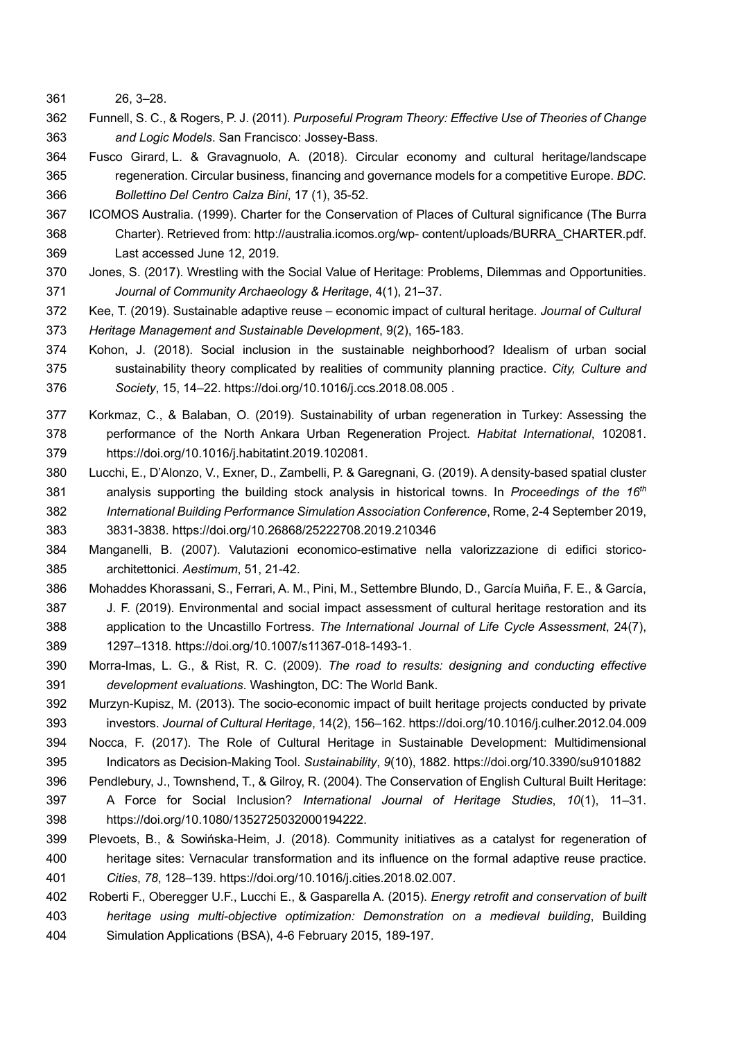26, 3–28.

Funnell, S. C., & Rogers, P. J. (2011). *Purposeful Program Theory: Effective Use of Theories of Change and Logic Models*. San Francisco: Jossey-Bass.

Fusco Girard, L. & Gravagnuolo, A. (2018). Circular economy and cultural heritage/landscape regeneration. Circular business, financing and governance models for a competitive Europe. *BDC. Bollettino Del Centro Calza Bini*, 17 (1), 35-52.

ICOMOS Australia. (1999). Charter for the Conservation of Places of Cultural significance (The Burra Charter). Retrieved from: http://australia.icomos.org/wp- content/uploads/BURRA_CHARTER.pdf. Last accessed June 12, 2019.

Jones, S. (2017). Wrestling with the Social Value of Heritage: Problems, Dilemmas and Opportunities. *Journal of Community Archaeology & Heritage*, 4(1), 21–37.

Kee, T. (2019). Sustainable adaptive reuse – economic impact of cultural heritage. *Journal of Cultural Heritage Management and Sustainable Development*, 9(2), 165-183.

Kohon, J. (2018). Social inclusion in the sustainable neighborhood? Idealism of urban social sustainability theory complicated by realities of community planning practice. *City, Culture and Society*, 15, 14–22. https://doi.org/10.1016/j.ccs.2018.08.005 .

Korkmaz, C., & Balaban, O. (2019). Sustainability of urban regeneration in Turkey: Assessing the performance of the North Ankara Urban Regeneration Project. *Habitat International*, 102081. https://doi.org/10.1016/j.habitatint.2019.102081.

Lucchi, E., D'Alonzo, V., Exner, D., Zambelli, P. & Garegnani, G. (2019). A density-based spatial cluster analysis supporting the building stock analysis in historical towns. In *Proceedings of the 16th International Building Performance Simulation Association Conference*, Rome, 2-4 September 2019, 3831-3838. https://doi.org/10.26868/25222708.2019.210346

Manganelli, B. (2007). Valutazioni economico-estimative nella valorizzazione di edifici storico-architettonici. *Aestimum*, 51, 21-42.

Mohaddes Khorassani, S., Ferrari, A. M., Pini, M., Settembre Blundo, D., García Muiña, F. E., & García, J. F. (2019). Environmental and social impact assessment of cultural heritage restoration and its application to the Uncastillo Fortress. *The International Journal of Life Cycle Assessment*, 24(7), 1297–1318. https://doi.org/10.1007/s11367-018-1493-1.

Morra-Imas, L. G., & Rist, R. C. (2009). *The road to results: designing and conducting effective development evaluations*. Washington, DC: The World Bank.

Murzyn-Kupisz, M. (2013). The socio-economic impact of built heritage projects conducted by private investors. *Journal of Cultural Heritage*, 14(2), 156–162. https://doi.org/10.1016/j.culher.2012.04.009

Nocca, F. (2017). The Role of Cultural Heritage in Sustainable Development: Multidimensional Indicators as Decision-Making Tool. *Sustainability*, *9*(10), 1882. https://doi.org/10.3390/su9101882

Pendlebury, J., Townshend, T., & Gilroy, R. (2004). The Conservation of English Cultural Built Heritage: A Force for Social Inclusion? *International Journal of Heritage Studies*, *10*(1), 11–31. https://doi.org/10.1080/1352725032000194222.

Plevoets, B., & Sowińska-Heim, J. (2018). Community initiatives as a catalyst for regeneration of heritage sites: Vernacular transformation and its influence on the formal adaptive reuse practice. *Cities*, *78*, 128–139. https://doi.org/10.1016/j.cities.2018.02.007.

Roberti F., Oberegger U.F., Lucchi E., & Gasparella A. (2015). *Energy retrofit and conservation of built heritage using multi-objective optimization: Demonstration on a medieval building*, Building Simulation Applications (BSA), 4-6 February 2015, 189-197.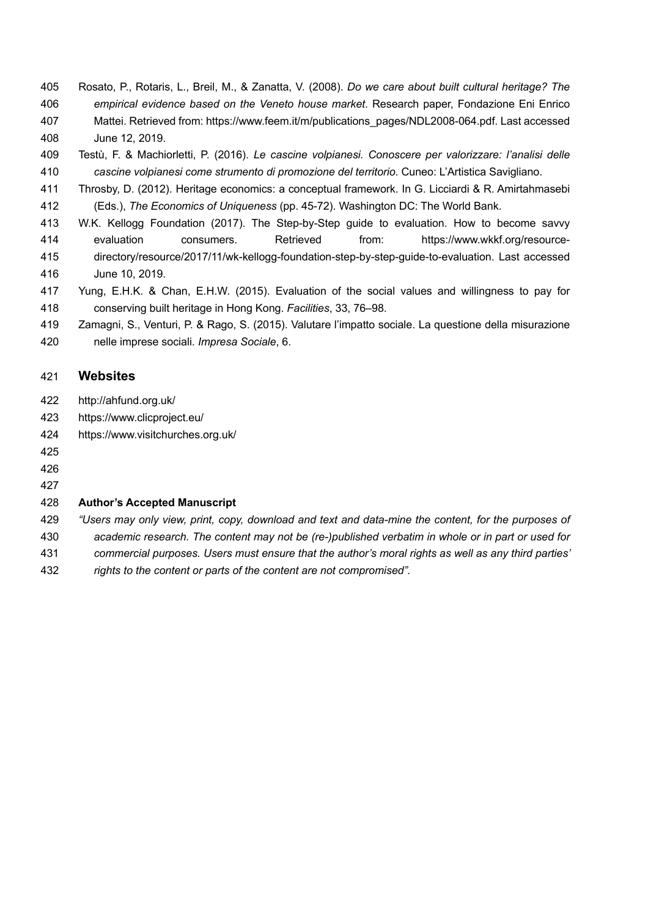Rosato, P., Rotaris, L., Breil, M., & Zanatta, V. (2008). *Do we care about built cultural heritage? The empirical evidence based on the Veneto house market*. Research paper, Fondazione Eni Enrico Mattei. Retrieved from: https://www.feem.it/m/publications_pages/NDL2008-064.pdf. Last accessed June 12, 2019.

Testù, F. & Machiorletti, P. (2016). *Le cascine volpianesi. Conoscere per valorizzare: l'analisi delle cascine volpianesi come strumento di promozione del territorio*. Cuneo: L'Artistica Savigliano.

Throsby, D. (2012). Heritage economics: a conceptual framework. In G. Licciardi & R. Amirtahmasebi (Eds.), *The Economics of Uniqueness* (pp. 45-72). Washington DC: The World Bank.

W.K. Kellogg Foundation (2017). The Step-by-Step guide to evaluation. How to become savvy evaluation consumers. Retrieved from: https://www.wkkf.org/resource-directory/resource/2017/11/wk-kellogg-foundation-step-by-step-guide-to-evaluation. Last accessed June 10, 2019.

Yung, E.H.K. & Chan, E.H.W. (2015). Evaluation of the social values and willingness to pay for conserving built heritage in Hong Kong. *Facilities*, 33, 76–98.

Zamagni, S., Venturi, P. & Rago, S. (2015). Valutare l'impatto sociale. La questione della misurazione nelle imprese sociali. *Impresa Sociale*, 6.

## Websites

http://ahfund.org.uk/

https://www.clicproject.eu/

https://www.visitchurches.org.uk/

**Author's Accepted Manuscript**

*"Users may only view, print, copy, download and text and data-mine the content, for the purposes of academic research. The content may not be (re-)published verbatim in whole or in part or used for commercial purposes. Users must ensure that the author's moral rights as well as any third parties' rights to the content or parts of the content are not compromised".*